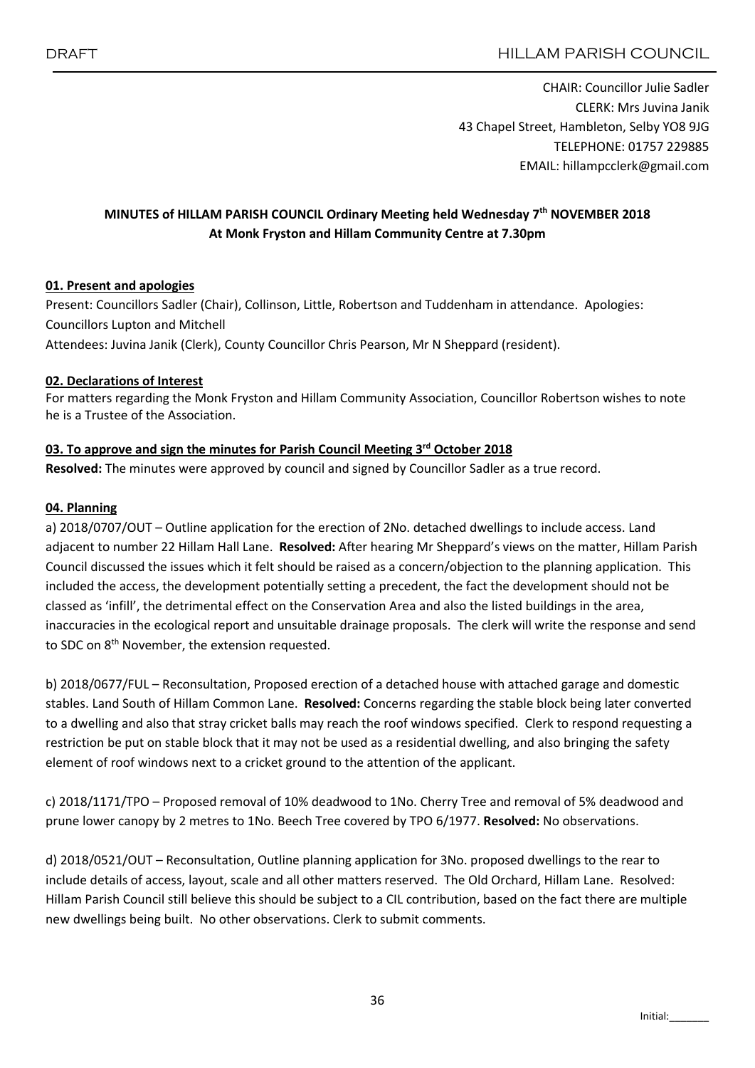CHAIR: Councillor Julie Sadler
CLERK: Mrs Juvina Janik
43 Chapel Street, Hambleton, Selby YO8 9JG
TELEPHONE: 01757 229885
EMAIL: hillampcclerk@gmail.com

**MINUTES of HILLAM PARISH COUNCIL Ordinary Meeting held Wednesday 7th NOVEMBER 2018**
**At Monk Fryston and Hillam Community Centre at 7.30pm**

### 01. Present and apologies

Present: Councillors Sadler (Chair), Collinson, Little, Robertson and Tuddenham in attendance. Apologies: Councillors Lupton and Mitchell

Attendees: Juvina Janik (Clerk), County Councillor Chris Pearson, Mr N Sheppard (resident).

### 02. Declarations of Interest

For matters regarding the Monk Fryston and Hillam Community Association, Councillor Robertson wishes to note he is a Trustee of the Association.

### 03. To approve and sign the minutes for Parish Council Meeting 3rd October 2018

**Resolved:** The minutes were approved by council and signed by Councillor Sadler as a true record.

### 04. Planning

a) 2018/0707/OUT – Outline application for the erection of 2No. detached dwellings to include access. Land adjacent to number 22 Hillam Hall Lane. **Resolved:** After hearing Mr Sheppard's views on the matter, Hillam Parish Council discussed the issues which it felt should be raised as a concern/objection to the planning application. This included the access, the development potentially setting a precedent, the fact the development should not be classed as 'infill', the detrimental effect on the Conservation Area and also the listed buildings in the area, inaccuracies in the ecological report and unsuitable drainage proposals. The clerk will write the response and send to SDC on 8th November, the extension requested.

b) 2018/0677/FUL – Reconsultation, Proposed erection of a detached house with attached garage and domestic stables. Land South of Hillam Common Lane. **Resolved:** Concerns regarding the stable block being later converted to a dwelling and also that stray cricket balls may reach the roof windows specified. Clerk to respond requesting a restriction be put on stable block that it may not be used as a residential dwelling, and also bringing the safety element of roof windows next to a cricket ground to the attention of the applicant.

c) 2018/1171/TPO – Proposed removal of 10% deadwood to 1No. Cherry Tree and removal of 5% deadwood and prune lower canopy by 2 metres to 1No. Beech Tree covered by TPO 6/1977. **Resolved:** No observations.

d) 2018/0521/OUT – Reconsultation, Outline planning application for 3No. proposed dwellings to the rear to include details of access, layout, scale and all other matters reserved. The Old Orchard, Hillam Lane. Resolved: Hillam Parish Council still believe this should be subject to a CIL contribution, based on the fact there are multiple new dwellings being built. No other observations. Clerk to submit comments.

Initial:_______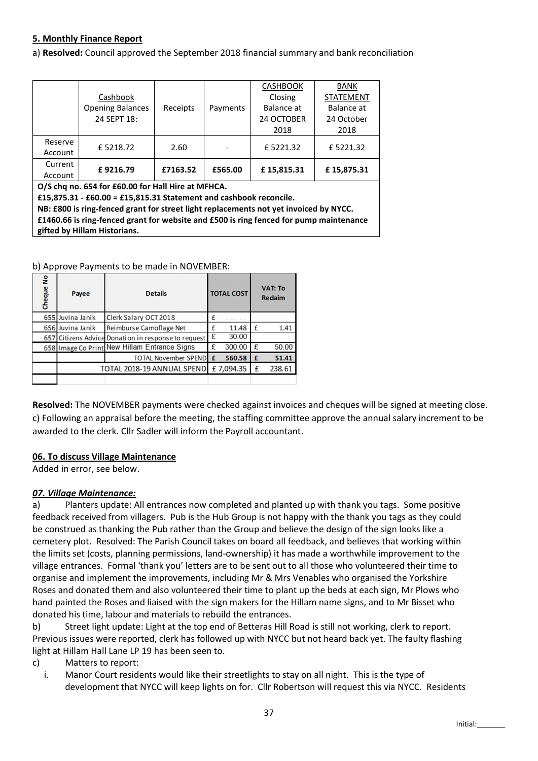**5. Monthly Finance Report**

a) **Resolved:** Council approved the September 2018 financial summary and bank reconciliation

| | Cashbook Opening Balances 24 SEPT 18: | Receipts | Payments | CASHBOOK Closing Balance at 24 OCTOBER 2018 | BANK STATEMENT Balance at 24 October 2018 |
|---|---|---|---|---|---|
| Reserve Account | £ 5218.72 | 2.60 | - | £ 5221.32 | £ 5221.32 |
| Current Account | **£ 9216.79** | **£7163.52** | **£565.00** | **£ 15,815.31** | **£ 15,875.31** |

**O/S chq no. 654 for £60.00 for Hall Hire at MFHCA.**
**£15,875.31 - £60.00 = £15,815.31 Statement and cashbook reconcile.**
**NB: £800 is ring-fenced grant for street light replacements not yet invoiced by NYCC.**
**£1460.66 is ring-fenced grant for website and £500 is ring fenced for pump maintenance gifted by Hillam Historians.**

b) Approve Payments to be made in NOVEMBER:

| Cheque No | Payee | Details | TOTAL COST | VAT: To Reclaim |
|---|---|---|---|---|
| 655 | Juvina Janik | Clerk Salary OCT 2018 | £ ______ | |
| 656 | Juvina Janik | Reimburse Camoflage Net | £ 11.48 | £ 1.41 |
| 657 | Citizens Advice | Donation in response to request | £ 30.00 | |
| 658 | Image Co Print | New Hillam Entrance Signs | £ 300.00 | £ 50.00 |
| | | TOTAL November SPEND | **£ 560.58** | **£ 51.41** |
| | | TOTAL 2018-19 ANNUAL SPEND | £ 7,094.35 | £ 238.61 |

**Resolved:** The NOVEMBER payments were checked against invoices and cheques will be signed at meeting close.
c) Following an appraisal before the meeting, the staffing committee approve the annual salary increment to be awarded to the clerk. Cllr Sadler will inform the Payroll accountant.

**06. To discuss Village Maintenance**

Added in error, see below.

***07. Village Maintenance:***

a) Planters update: All entrances now completed and planted up with thank you tags. Some positive feedback received from villagers. Pub is the Hub Group is not happy with the thank you tags as they could be construed as thanking the Pub rather than the Group and believe the design of the sign looks like a cemetery plot. Resolved: The Parish Council takes on board all feedback, and believes that working within the limits set (costs, planning permissions, land-ownership) it has made a worthwhile improvement to the village entrances. Formal 'thank you' letters are to be sent out to all those who volunteered their time to organise and implement the improvements, including Mr & Mrs Venables who organised the Yorkshire Roses and donated them and also volunteered their time to plant up the beds at each sign, Mr Plows who hand painted the Roses and liaised with the sign makers for the Hillam name signs, and to Mr Bisset who donated his time, labour and materials to rebuild the entrances.

b) Street light update: Light at the top end of Betteras Hill Road is still not working, clerk to report. Previous issues were reported, clerk has followed up with NYCC but not heard back yet. The faulty flashing light at Hillam Hall Lane LP 19 has been seen to.

c) Matters to report:

i. Manor Court residents would like their streetlights to stay on all night. This is the type of development that NYCC will keep lights on for. Cllr Robertson will request this via NYCC. Residents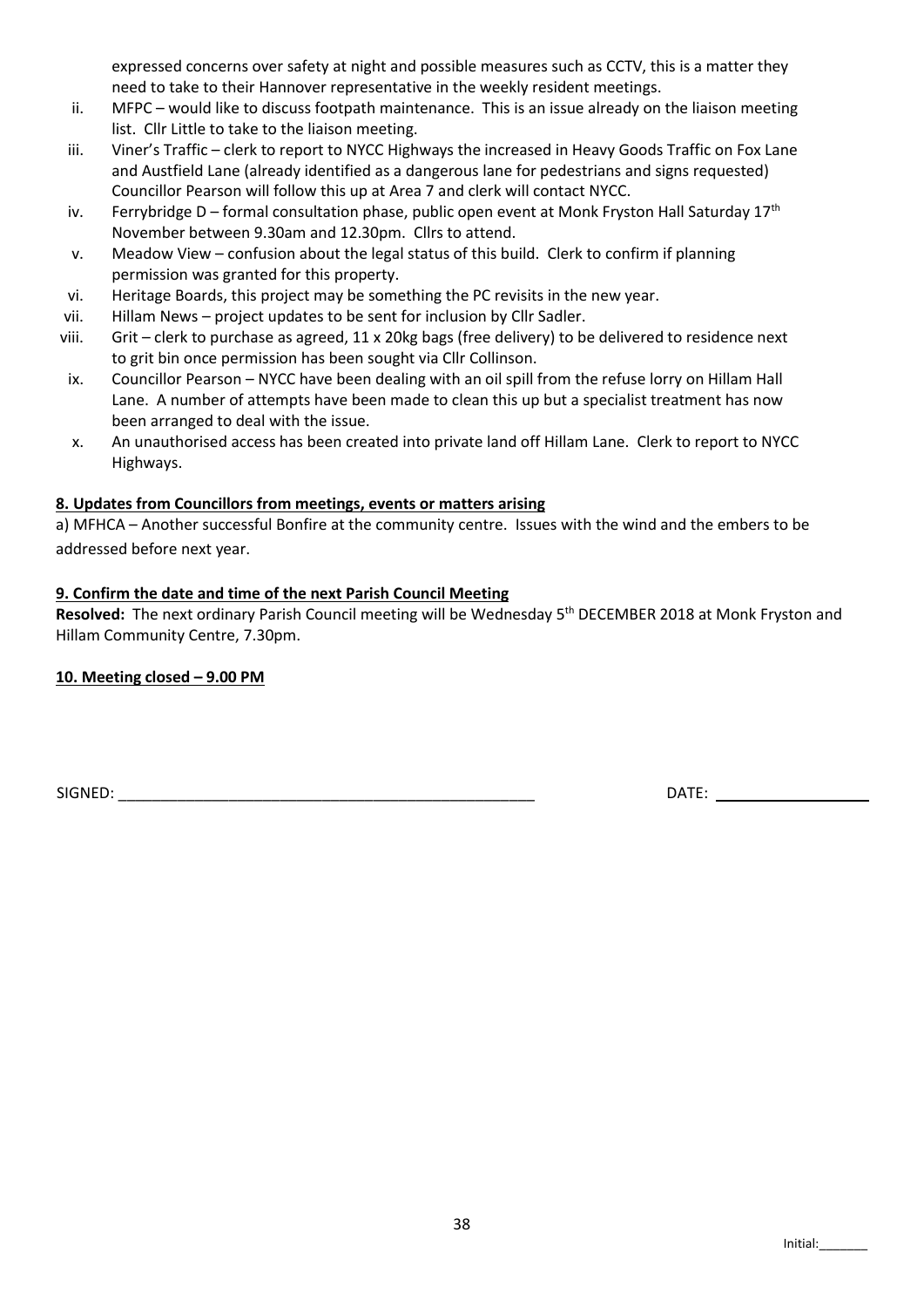expressed concerns over safety at night and possible measures such as CCTV, this is a matter they need to take to their Hannover representative in the weekly resident meetings.

ii. MFPC – would like to discuss footpath maintenance. This is an issue already on the liaison meeting list. Cllr Little to take to the liaison meeting.

iii. Viner's Traffic – clerk to report to NYCC Highways the increased in Heavy Goods Traffic on Fox Lane and Austfield Lane (already identified as a dangerous lane for pedestrians and signs requested) Councillor Pearson will follow this up at Area 7 and clerk will contact NYCC.

iv. Ferrybridge D – formal consultation phase, public open event at Monk Fryston Hall Saturday 17th November between 9.30am and 12.30pm. Cllrs to attend.

v. Meadow View – confusion about the legal status of this build. Clerk to confirm if planning permission was granted for this property.

vi. Heritage Boards, this project may be something the PC revisits in the new year.

vii. Hillam News – project updates to be sent for inclusion by Cllr Sadler.

viii. Grit – clerk to purchase as agreed, 11 x 20kg bags (free delivery) to be delivered to residence next to grit bin once permission has been sought via Cllr Collinson.

ix. Councillor Pearson – NYCC have been dealing with an oil spill from the refuse lorry on Hillam Hall Lane. A number of attempts have been made to clean this up but a specialist treatment has now been arranged to deal with the issue.

x. An unauthorised access has been created into private land off Hillam Lane. Clerk to report to NYCC Highways.

**8. Updates from Councillors from meetings, events or matters arising**

a) MFHCA – Another successful Bonfire at the community centre. Issues with the wind and the embers to be addressed before next year.

**9. Confirm the date and time of the next Parish Council Meeting**

**Resolved:** The next ordinary Parish Council meeting will be Wednesday 5th DECEMBER 2018 at Monk Fryston and Hillam Community Centre, 7.30pm.

**10. Meeting closed – 9.00 PM**

SIGNED: ___________________________________________________ DATE: ___________________

Initial:_______